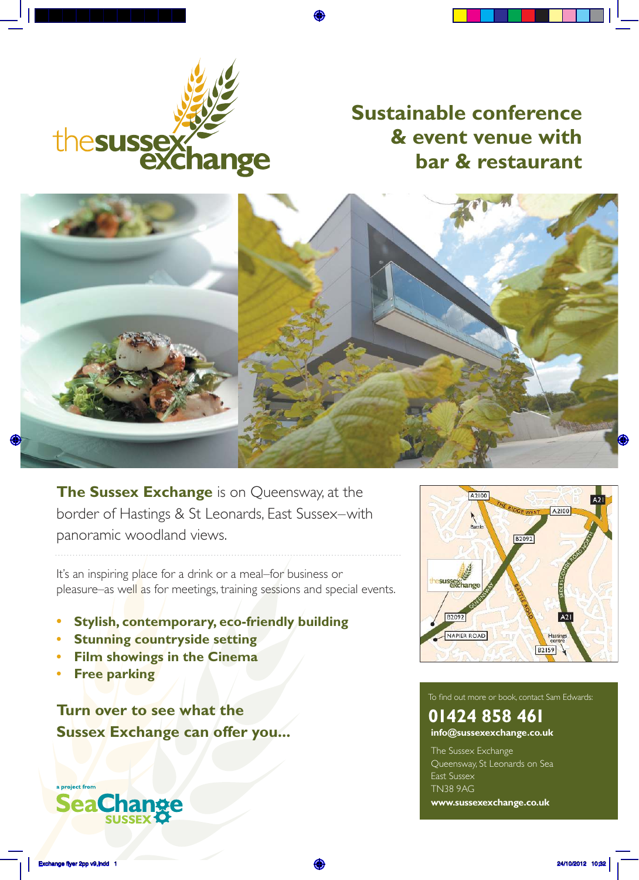# thesussex exchange

## Sustainable conference & event venue with bar & restaurant

**The Sussex Exchange** is on Queensway, at the border of Hastings & St Leonards, East Sussex–with panoramic woodland views.

It's an inspiring place for a drink or a meal–for business or pleasure–as well as for meetings, training sessions and special events.

- **Stylish, contemporary, eco-friendly building**
- **Stunning countryside setting**
- **Film showings in the Cinema**
- **Free parking**

**Turn over to see what the Sussex Exchange can offer you...**

a project from SeaChange SUSSEX

To find out more or book, contact Sam Edwards:

**01424 858 461**

**info@sussexexchange.co.uk**

The Sussex Exchange
Queensway, St Leonards on Sea
East Sussex
TN38 9AG

**www.sussexexchange.co.uk**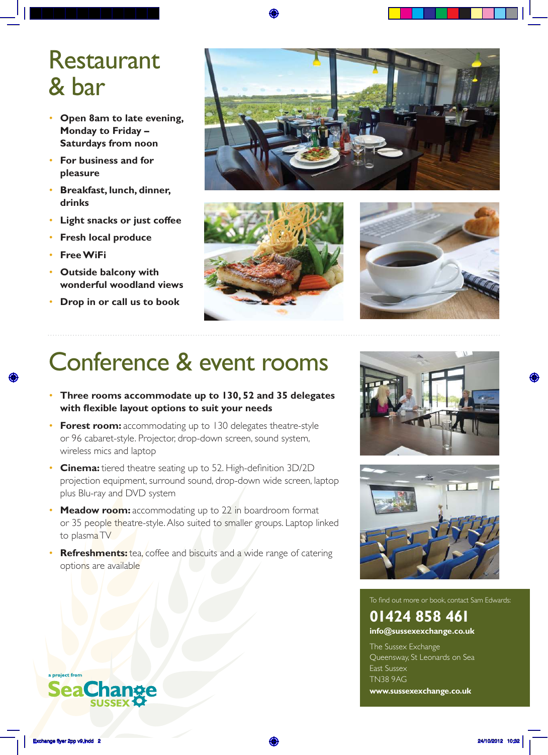# Restaurant & bar

- **Open 8am to late evening, Monday to Friday – Saturdays from noon**
- **For business and for pleasure**
- **Breakfast, lunch, dinner, drinks**
- **Light snacks or just coffee**
- **Fresh local produce**
- **Free WiFi**
- **Outside balcony with wonderful woodland views**
- **Drop in or call us to book**

# Conference & event rooms

- **Three rooms accommodate up to 130, 52 and 35 delegates with flexible layout options to suit your needs**
- **Forest room:** accommodating up to 130 delegates theatre-style or 96 cabaret-style. Projector, drop-down screen, sound system, wireless mics and laptop
- **Cinema:** tiered theatre seating up to 52. High-definition 3D/2D projection equipment, surround sound, drop-down wide screen, laptop plus Blu-ray and DVD system
- **Meadow room:** accommodating up to 22 in boardroom format or 35 people theatre-style. Also suited to smaller groups. Laptop linked to plasma TV
- **Refreshments:** tea, coffee and biscuits and a wide range of catering options are available

To find out more or book, contact Sam Edwards:

**01424 858 461**

**info@sussexexchange.co.uk**

The Sussex Exchange
Queensway, St Leonards on Sea
East Sussex
TN38 9AG

**www.sussexexchange.co.uk**

a project from SeaChange SUSSEX